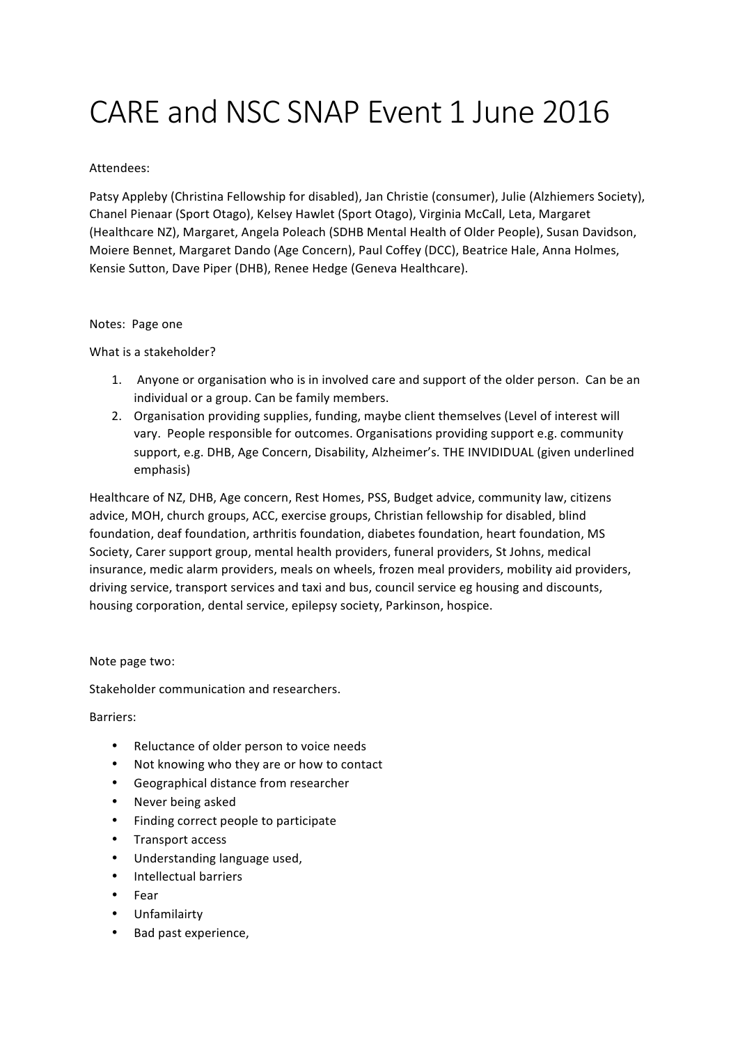# CARE and NSC SNAP Event 1 June 2016

Attendees:

Patsy Appleby (Christina Fellowship for disabled), Jan Christie (consumer), Julie (Alzhiemers Society), Chanel Pienaar (Sport Otago), Kelsey Hawlet (Sport Otago), Virginia McCall, Leta, Margaret (Healthcare NZ), Margaret, Angela Poleach (SDHB Mental Health of Older People), Susan Davidson, Moiere Bennet, Margaret Dando (Age Concern), Paul Coffey (DCC), Beatrice Hale, Anna Holmes, Kensie Sutton, Dave Piper (DHB), Renee Hedge (Geneva Healthcare).

Notes: Page one

What is a stakeholder?

1. Anyone or organisation who is in involved care and support of the older person. Can be an individual or a group. Can be family members.
2. Organisation providing supplies, funding, maybe client themselves (Level of interest will vary. People responsible for outcomes. Organisations providing support e.g. community support, e.g. DHB, Age Concern, Disability, Alzheimer's. THE INVIDIDUAL (given underlined emphasis)

Healthcare of NZ, DHB, Age concern, Rest Homes, PSS, Budget advice, community law, citizens advice, MOH, church groups, ACC, exercise groups, Christian fellowship for disabled, blind foundation, deaf foundation, arthritis foundation, diabetes foundation, heart foundation, MS Society, Carer support group, mental health providers, funeral providers, St Johns, medical insurance, medic alarm providers, meals on wheels, frozen meal providers, mobility aid providers, driving service, transport services and taxi and bus, council service eg housing and discounts, housing corporation, dental service, epilepsy society, Parkinson, hospice.

Note page two:

Stakeholder communication and researchers.

Barriers:

- Reluctance of older person to voice needs
- Not knowing who they are or how to contact
- Geographical distance from researcher
- Never being asked
- Finding correct people to participate
- Transport access
- Understanding language used,
- Intellectual barriers
- Fear
- Unfamilairty
- Bad past experience,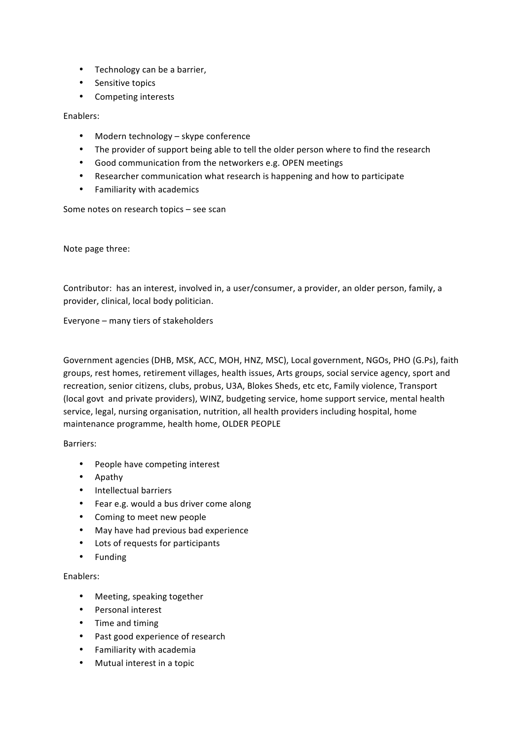- Technology can be a barrier,
- Sensitive topics
- Competing interests

Enablers:

- Modern technology – skype conference
- The provider of support being able to tell the older person where to find the research
- Good communication from the networkers e.g. OPEN meetings
- Researcher communication what research is happening and how to participate
- Familiarity with academics

Some notes on research topics – see scan

Note page three:

Contributor: has an interest, involved in, a user/consumer, a provider, an older person, family, a provider, clinical, local body politician.

Everyone – many tiers of stakeholders

Government agencies (DHB, MSK, ACC, MOH, HNZ, MSC), Local government, NGOs, PHO (G.Ps), faith groups, rest homes, retirement villages, health issues, Arts groups, social service agency, sport and recreation, senior citizens, clubs, probus, U3A, Blokes Sheds, etc etc, Family violence, Transport (local govt and private providers), WINZ, budgeting service, home support service, mental health service, legal, nursing organisation, nutrition, all health providers including hospital, home maintenance programme, health home, OLDER PEOPLE

Barriers:

- People have competing interest
- Apathy
- Intellectual barriers
- Fear e.g. would a bus driver come along
- Coming to meet new people
- May have had previous bad experience
- Lots of requests for participants
- Funding

Enablers:

- Meeting, speaking together
- Personal interest
- Time and timing
- Past good experience of research
- Familiarity with academia
- Mutual interest in a topic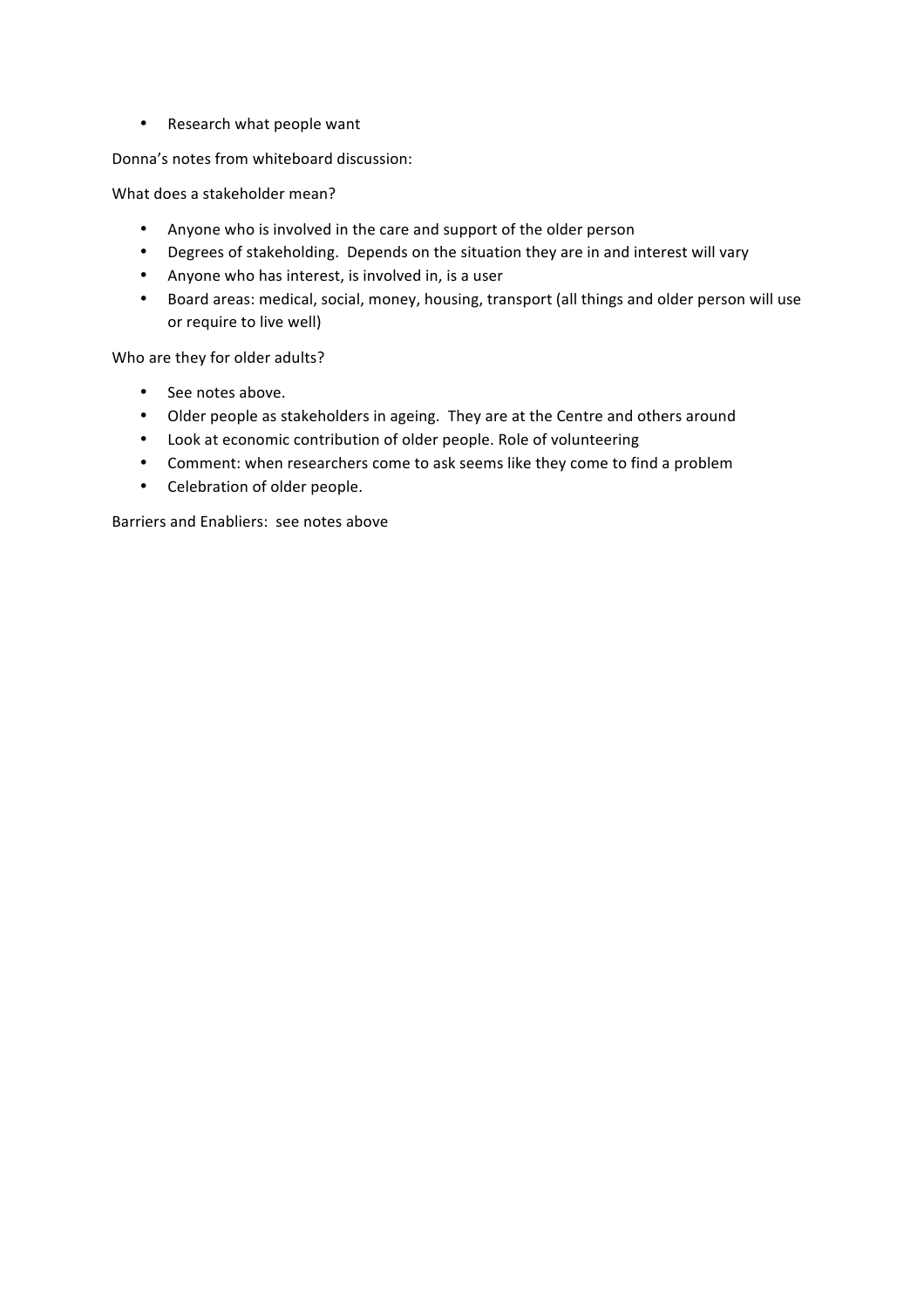- Research what people want

Donna's notes from whiteboard discussion:

What does a stakeholder mean?

- Anyone who is involved in the care and support of the older person
- Degrees of stakeholding. Depends on the situation they are in and interest will vary
- Anyone who has interest, is involved in, is a user
- Board areas: medical, social, money, housing, transport (all things and older person will use or require to live well)

Who are they for older adults?

- See notes above.
- Older people as stakeholders in ageing. They are at the Centre and others around
- Look at economic contribution of older people. Role of volunteering
- Comment: when researchers come to ask seems like they come to find a problem
- Celebration of older people.

Barriers and Enabliers: see notes above